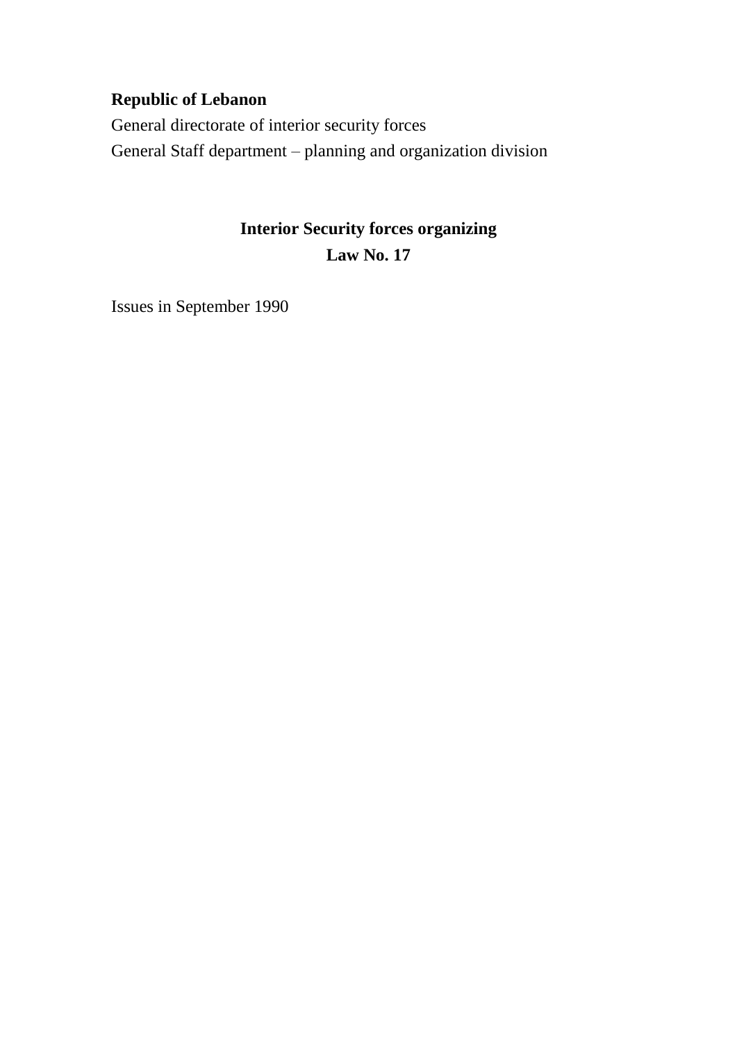**Republic of Lebanon**

General directorate of interior security forces

General Staff department – planning and organization division

# Interior Security forces organizing
# Law No. 17

Issues in September 1990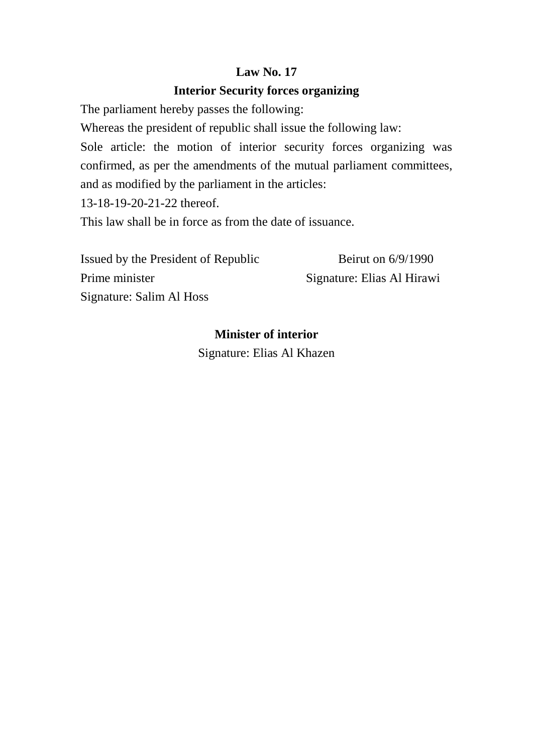**Law No. 17**

**Interior Security forces organizing**

The parliament hereby passes the following:

Whereas the president of republic shall issue the following law:

Sole article: the motion of interior security forces organizing was confirmed, as per the amendments of the mutual parliament committees, and as modified by the parliament in the articles:

13-18-19-20-21-22 thereof.

This law shall be in force as from the date of issuance.

Issued by the President of Republic

Beirut on 6/9/1990

Signature: Elias Al Hirawi

Prime minister

Signature: Salim Al Hoss

**Minister of interior**

Signature: Elias Al Khazen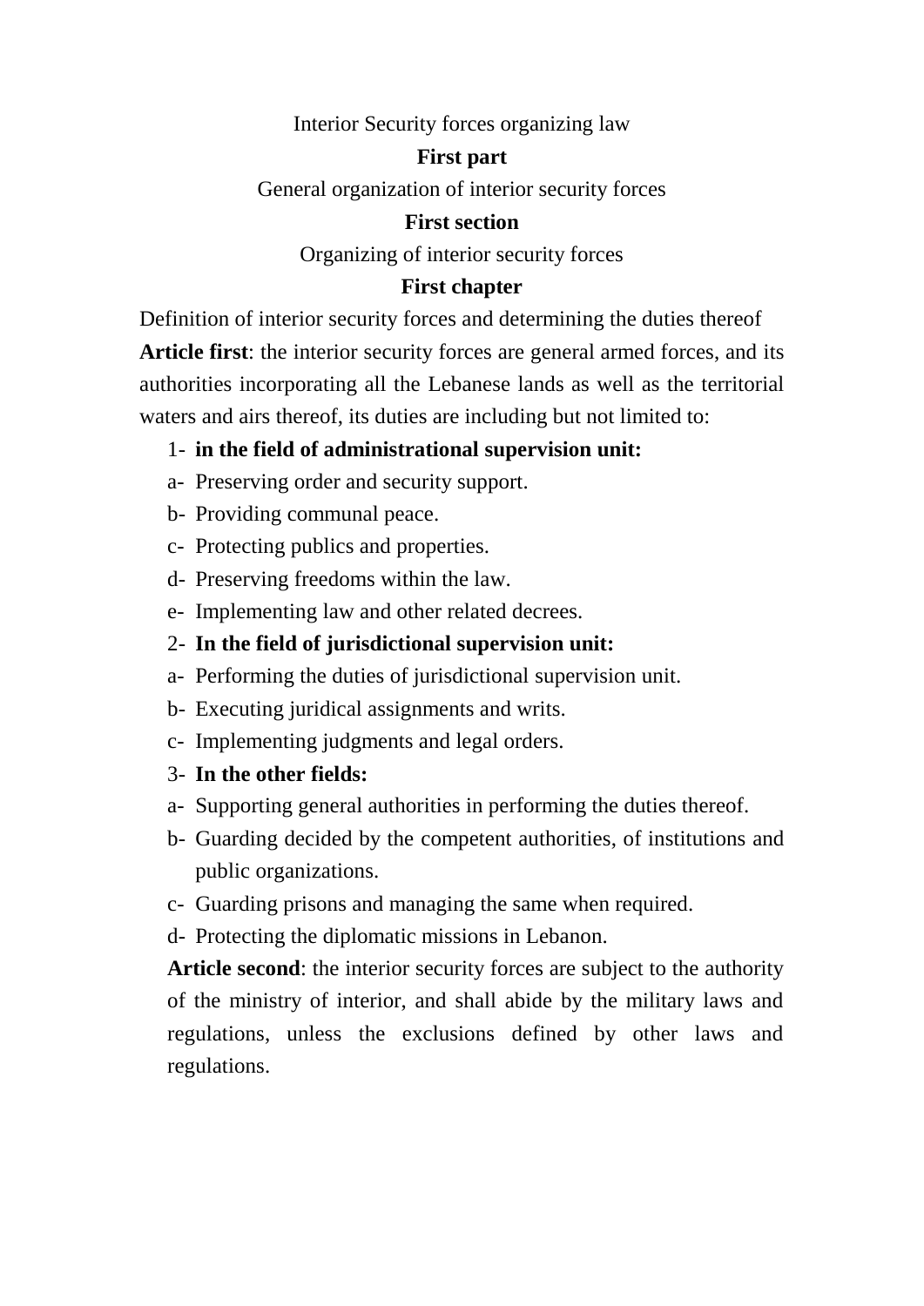Interior Security forces organizing law

**First part**

General organization of interior security forces

**First section**

Organizing of interior security forces

**First chapter**

Definition of interior security forces and determining the duties thereof

**Article first**: the interior security forces are general armed forces, and its authorities incorporating all the Lebanese lands as well as the territorial waters and airs thereof, its duties are including but not limited to:

1- **in the field of administrational supervision unit:**

a- Preserving order and security support.

b- Providing communal peace.

c- Protecting publics and properties.

d- Preserving freedoms within the law.

e- Implementing law and other related decrees.

2- **In the field of jurisdictional supervision unit:**

a- Performing the duties of jurisdictional supervision unit.

b- Executing juridical assignments and writs.

c- Implementing judgments and legal orders.

3- **In the other fields:**

a- Supporting general authorities in performing the duties thereof.

b- Guarding decided by the competent authorities, of institutions and public organizations.

c- Guarding prisons and managing the same when required.

d- Protecting the diplomatic missions in Lebanon.

**Article second**: the interior security forces are subject to the authority of the ministry of interior, and shall abide by the military laws and regulations, unless the exclusions defined by other laws and regulations.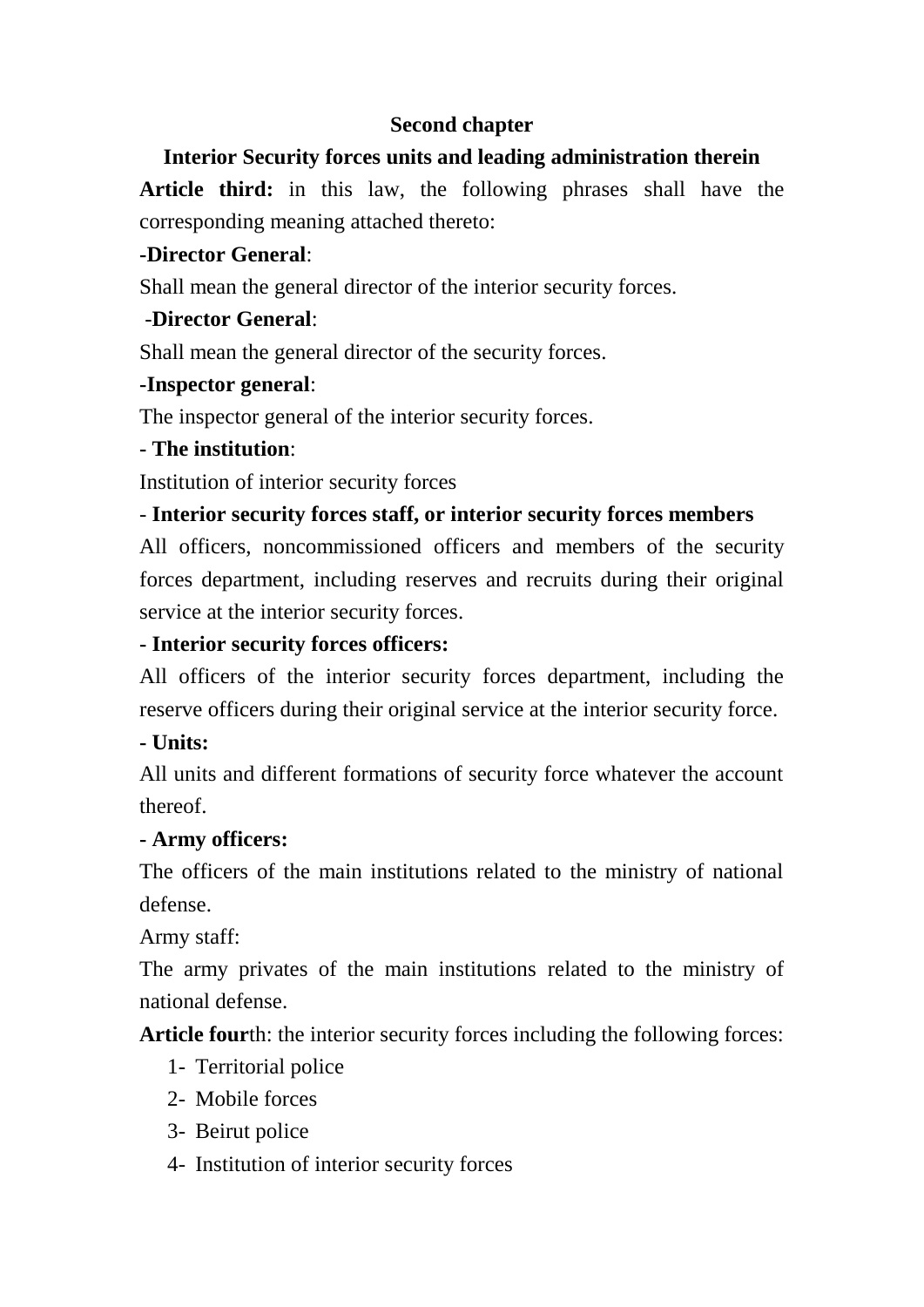## Second chapter

### Interior Security forces units and leading administration therein

**Article third:** in this law, the following phrases shall have the corresponding meaning attached thereto:

**-Director General**:

Shall mean the general director of the interior security forces.

**-Director General**:

Shall mean the general director of the security forces.

**-Inspector general**:

The inspector general of the interior security forces.

**- The institution**:

Institution of interior security forces

- **Interior security forces staff, or interior security forces members**

All officers, noncommissioned officers and members of the security forces department, including reserves and recruits during their original service at the interior security forces.

**- Interior security forces officers:**

All officers of the interior security forces department, including the reserve officers during their original service at the interior security force.

**- Units:**

All units and different formations of security force whatever the account thereof.

**- Army officers:**

The officers of the main institutions related to the ministry of national defense.

Army staff:

The army privates of the main institutions related to the ministry of national defense.

**Article four**th: the interior security forces including the following forces:

1- Territorial police
2- Mobile forces
3- Beirut police
4- Institution of interior security forces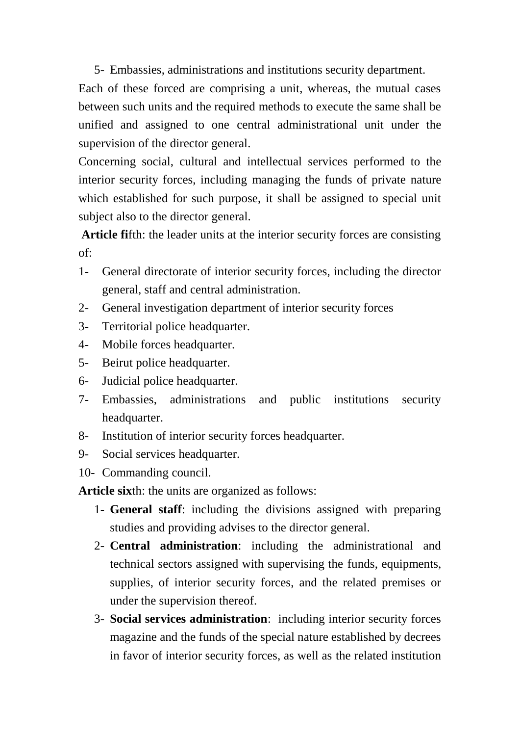5- Embassies, administrations and institutions security department.

Each of these forced are comprising a unit, whereas, the mutual cases between such units and the required methods to execute the same shall be unified and assigned to one central administrational unit under the supervision of the director general.

Concerning social, cultural and intellectual services performed to the interior security forces, including managing the funds of private nature which established for such purpose, it shall be assigned to special unit subject also to the director general.

**Article fi**fth: the leader units at the interior security forces are consisting of:

1- General directorate of interior security forces, including the director general, staff and central administration.
2- General investigation department of interior security forces
3- Territorial police headquarter.
4- Mobile forces headquarter.
5- Beirut police headquarter.
6- Judicial police headquarter.
7- Embassies, administrations and public institutions security headquarter.
8- Institution of interior security forces headquarter.
9- Social services headquarter.
10- Commanding council.

**Article six**th: the units are organized as follows:

1- **General staff**: including the divisions assigned with preparing studies and providing advises to the director general.
2- **Central administration**: including the administrational and technical sectors assigned with supervising the funds, equipments, supplies, of interior security forces, and the related premises or under the supervision thereof.
3- **Social services administration**: including interior security forces magazine and the funds of the special nature established by decrees in favor of interior security forces, as well as the related institution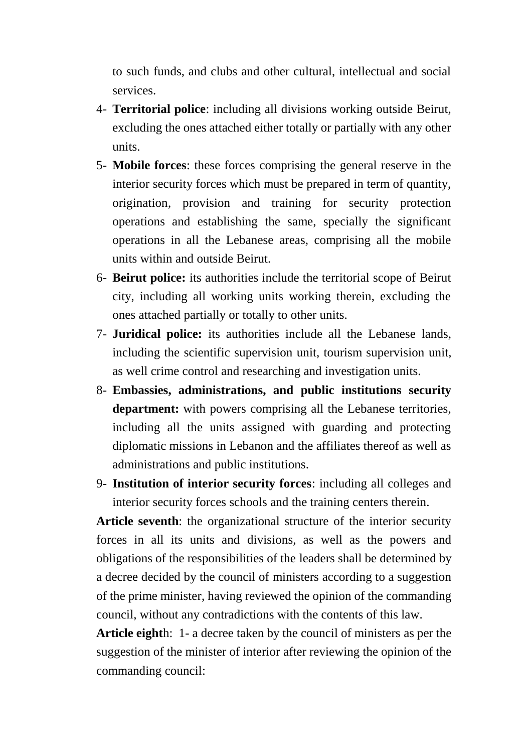to such funds, and clubs and other cultural, intellectual and social services.

4- **Territorial police**: including all divisions working outside Beirut, excluding the ones attached either totally or partially with any other units.
5- **Mobile forces**: these forces comprising the general reserve in the interior security forces which must be prepared in term of quantity, origination, provision and training for security protection operations and establishing the same, specially the significant operations in all the Lebanese areas, comprising all the mobile units within and outside Beirut.
6- **Beirut police:** its authorities include the territorial scope of Beirut city, including all working units working therein, excluding the ones attached partially or totally to other units.
7- **Juridical police:** its authorities include all the Lebanese lands, including the scientific supervision unit, tourism supervision unit, as well crime control and researching and investigation units.
8- **Embassies, administrations, and public institutions security department:** with powers comprising all the Lebanese territories, including all the units assigned with guarding and protecting diplomatic missions in Lebanon and the affiliates thereof as well as administrations and public institutions.
9- **Institution of interior security forces**: including all colleges and interior security forces schools and the training centers therein.

**Article seventh**: the organizational structure of the interior security forces in all its units and divisions, as well as the powers and obligations of the responsibilities of the leaders shall be determined by a decree decided by the council of ministers according to a suggestion of the prime minister, having reviewed the opinion of the commanding council, without any contradictions with the contents of this law.

**Article eighth**: 1- a decree taken by the council of ministers as per the suggestion of the minister of interior after reviewing the opinion of the commanding council: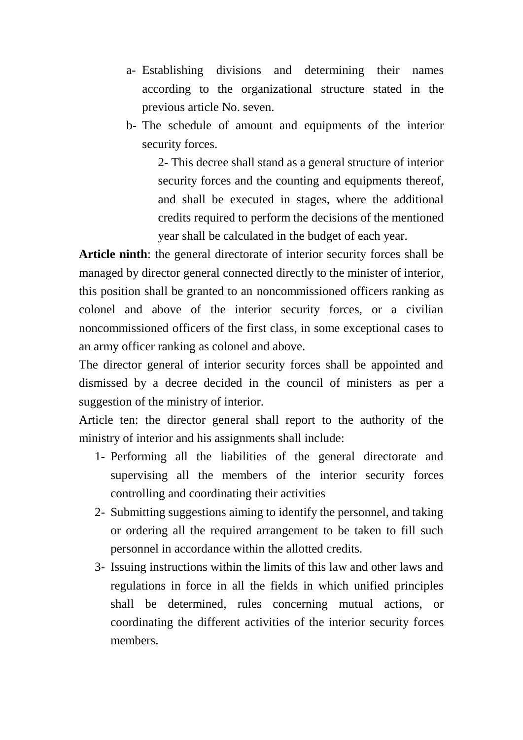a- Establishing divisions and determining their names according to the organizational structure stated in the previous article No. seven.

b- The schedule of amount and equipments of the interior security forces.

2- This decree shall stand as a general structure of interior security forces and the counting and equipments thereof, and shall be executed in stages, where the additional credits required to perform the decisions of the mentioned year shall be calculated in the budget of each year.

**Article ninth**: the general directorate of interior security forces shall be managed by director general connected directly to the minister of interior, this position shall be granted to an noncommissioned officers ranking as colonel and above of the interior security forces, or a civilian noncommissioned officers of the first class, in some exceptional cases to an army officer ranking as colonel and above.

The director general of interior security forces shall be appointed and dismissed by a decree decided in the council of ministers as per a suggestion of the ministry of interior.

Article ten: the director general shall report to the authority of the ministry of interior and his assignments shall include:

1- Performing all the liabilities of the general directorate and supervising all the members of the interior security forces controlling and coordinating their activities

2- Submitting suggestions aiming to identify the personnel, and taking or ordering all the required arrangement to be taken to fill such personnel in accordance within the allotted credits.

3- Issuing instructions within the limits of this law and other laws and regulations in force in all the fields in which unified principles shall be determined, rules concerning mutual actions, or coordinating the different activities of the interior security forces members.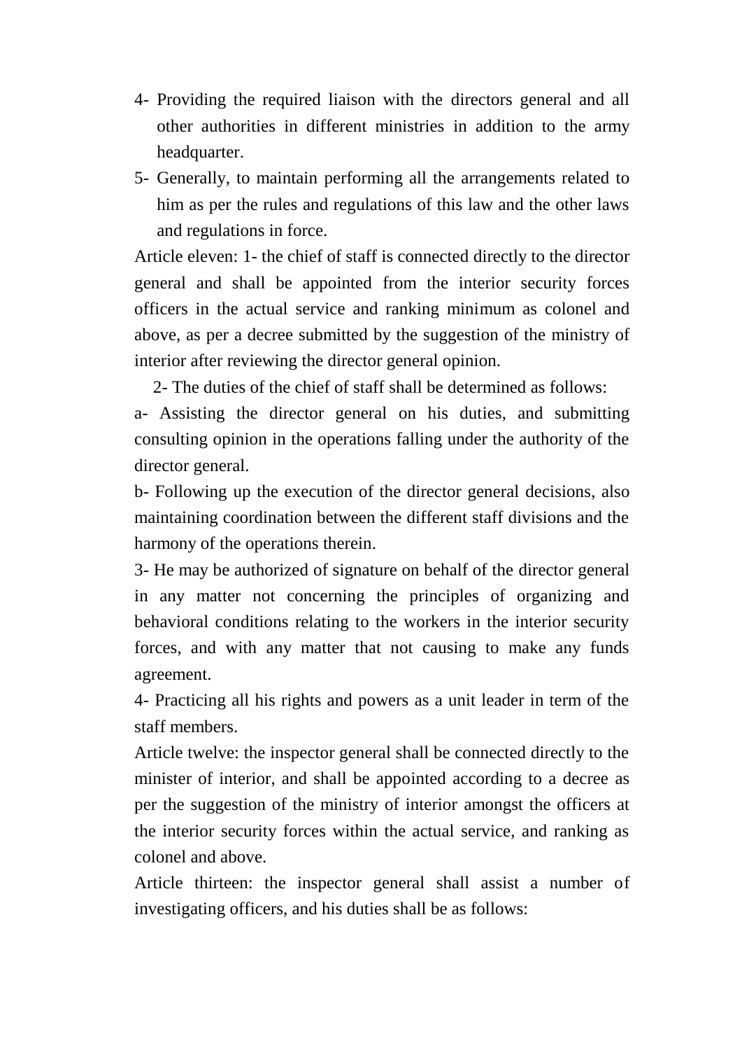4- Providing the required liaison with the directors general and all other authorities in different ministries in addition to the army headquarter.

5- Generally, to maintain performing all the arrangements related to him as per the rules and regulations of this law and the other laws and regulations in force.

Article eleven: 1- the chief of staff is connected directly to the director general and shall be appointed from the interior security forces officers in the actual service and ranking minimum as colonel and above, as per a decree submitted by the suggestion of the ministry of interior after reviewing the director general opinion.

2- The duties of the chief of staff shall be determined as follows:

a- Assisting the director general on his duties, and submitting consulting opinion in the operations falling under the authority of the director general.

b- Following up the execution of the director general decisions, also maintaining coordination between the different staff divisions and the harmony of the operations therein.

3- He may be authorized of signature on behalf of the director general in any matter not concerning the principles of organizing and behavioral conditions relating to the workers in the interior security forces, and with any matter that not causing to make any funds agreement.

4- Practicing all his rights and powers as a unit leader in term of the staff members.

Article twelve: the inspector general shall be connected directly to the minister of interior, and shall be appointed according to a decree as per the suggestion of the ministry of interior amongst the officers at the interior security forces within the actual service, and ranking as colonel and above.

Article thirteen: the inspector general shall assist a number of investigating officers, and his duties shall be as follows: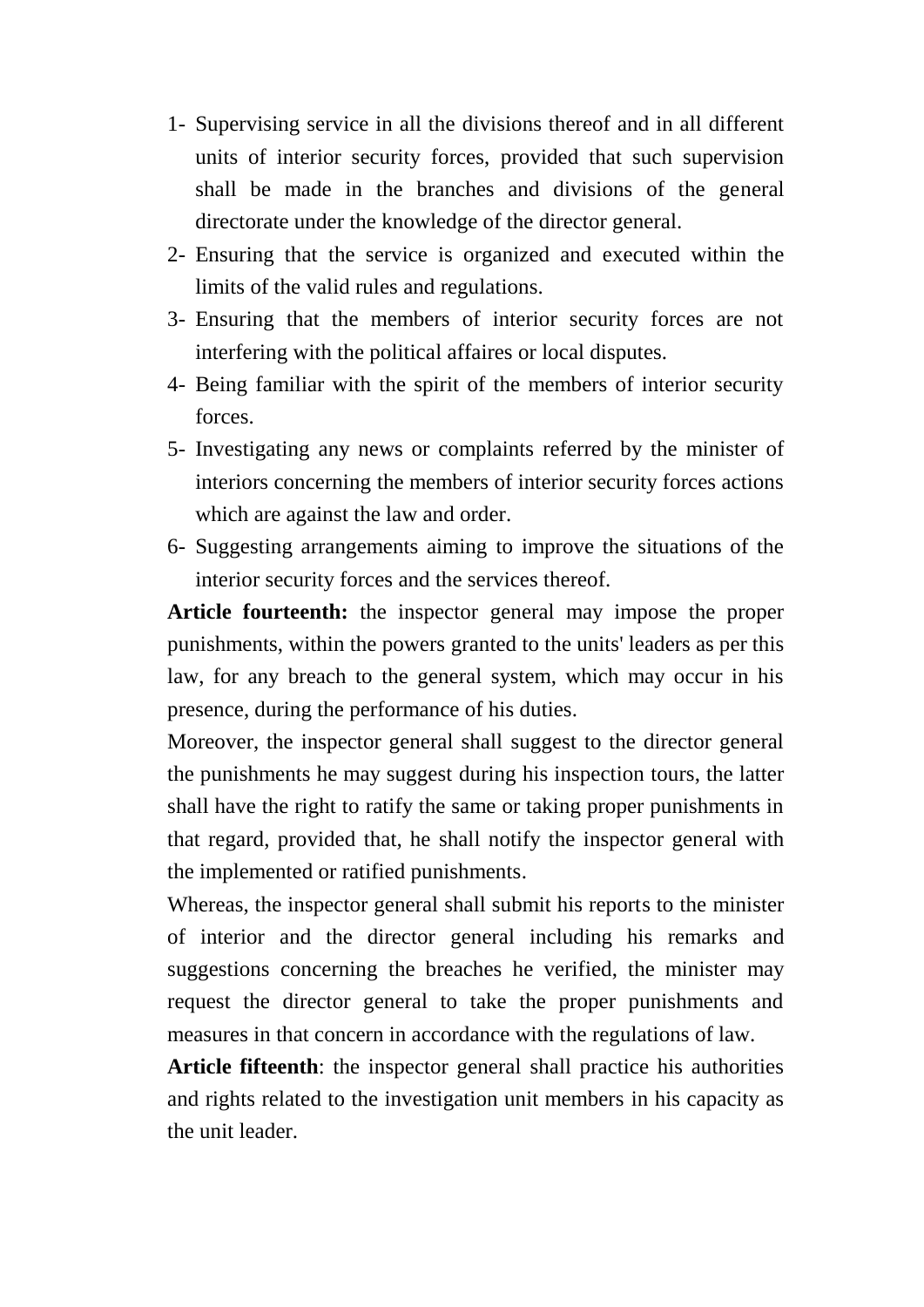1- Supervising service in all the divisions thereof and in all different units of interior security forces, provided that such supervision shall be made in the branches and divisions of the general directorate under the knowledge of the director general.
2- Ensuring that the service is organized and executed within the limits of the valid rules and regulations.
3- Ensuring that the members of interior security forces are not interfering with the political affaires or local disputes.
4- Being familiar with the spirit of the members of interior security forces.
5- Investigating any news or complaints referred by the minister of interiors concerning the members of interior security forces actions which are against the law and order.
6- Suggesting arrangements aiming to improve the situations of the interior security forces and the services thereof.

**Article fourteenth:** the inspector general may impose the proper punishments, within the powers granted to the units' leaders as per this law, for any breach to the general system, which may occur in his presence, during the performance of his duties.

Moreover, the inspector general shall suggest to the director general the punishments he may suggest during his inspection tours, the latter shall have the right to ratify the same or taking proper punishments in that regard, provided that, he shall notify the inspector general with the implemented or ratified punishments.

Whereas, the inspector general shall submit his reports to the minister of interior and the director general including his remarks and suggestions concerning the breaches he verified, the minister may request the director general to take the proper punishments and measures in that concern in accordance with the regulations of law.

**Article fifteenth**: the inspector general shall practice his authorities and rights related to the investigation unit members in his capacity as the unit leader.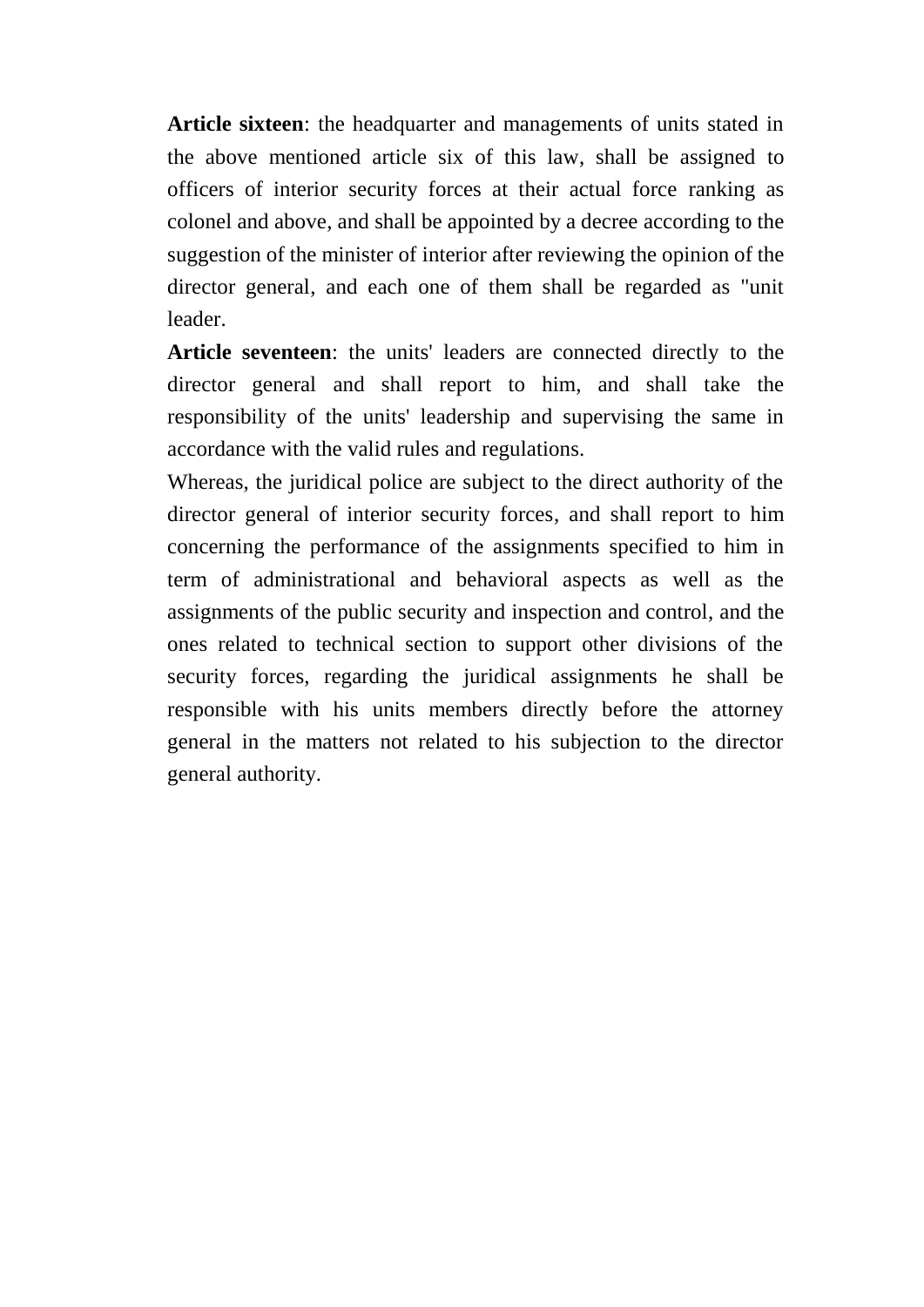**Article sixteen**: the headquarter and managements of units stated in the above mentioned article six of this law, shall be assigned to officers of interior security forces at their actual force ranking as colonel and above, and shall be appointed by a decree according to the suggestion of the minister of interior after reviewing the opinion of the director general, and each one of them shall be regarded as "unit leader.

**Article seventeen**: the units' leaders are connected directly to the director general and shall report to him, and shall take the responsibility of the units' leadership and supervising the same in accordance with the valid rules and regulations.

Whereas, the juridical police are subject to the direct authority of the director general of interior security forces, and shall report to him concerning the performance of the assignments specified to him in term of administrational and behavioral aspects as well as the assignments of the public security and inspection and control, and the ones related to technical section to support other divisions of the security forces, regarding the juridical assignments he shall be responsible with his units members directly before the attorney general in the matters not related to his subjection to the director general authority.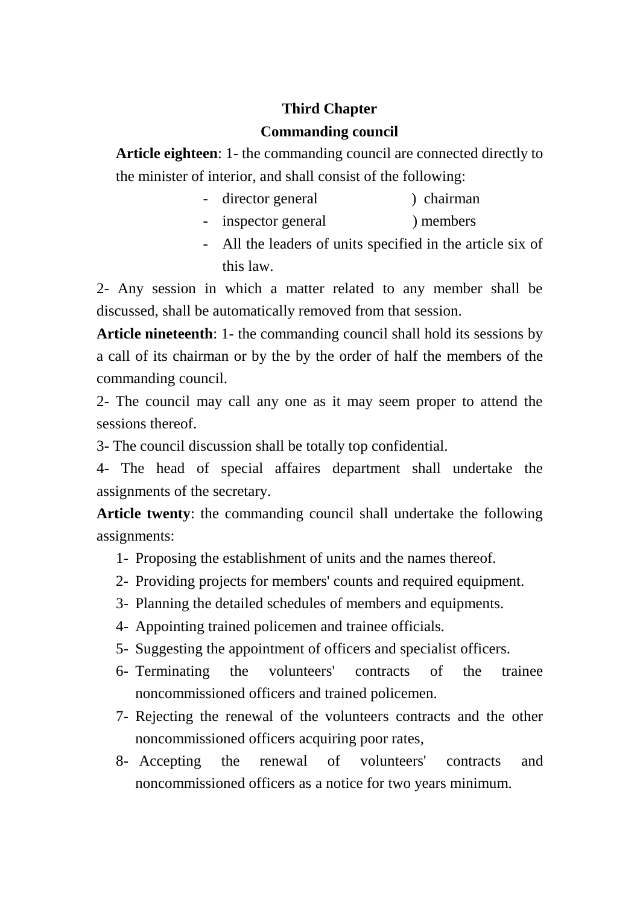## Third Chapter

## Commanding council

**Article eighteen**: 1- the commanding council are connected directly to the minister of interior, and shall consist of the following:

- director general ) chairman
- inspector general ) members
- All the leaders of units specified in the article six of this law.

2- Any session in which a matter related to any member shall be discussed, shall be automatically removed from that session.

**Article nineteenth**: 1- the commanding council shall hold its sessions by a call of its chairman or by the by the order of half the members of the commanding council.

2- The council may call any one as it may seem proper to attend the sessions thereof.

3- The council discussion shall be totally top confidential.

4- The head of special affaires department shall undertake the assignments of the secretary.

**Article twenty**: the commanding council shall undertake the following assignments:

1- Proposing the establishment of units and the names thereof.
2- Providing projects for members' counts and required equipment.
3- Planning the detailed schedules of members and equipments.
4- Appointing trained policemen and trainee officials.
5- Suggesting the appointment of officers and specialist officers.
6- Terminating the volunteers' contracts of the trainee noncommissioned officers and trained policemen.
7- Rejecting the renewal of the volunteers contracts and the other noncommissioned officers acquiring poor rates,
8- Accepting the renewal of volunteers' contracts and noncommissioned officers as a notice for two years minimum.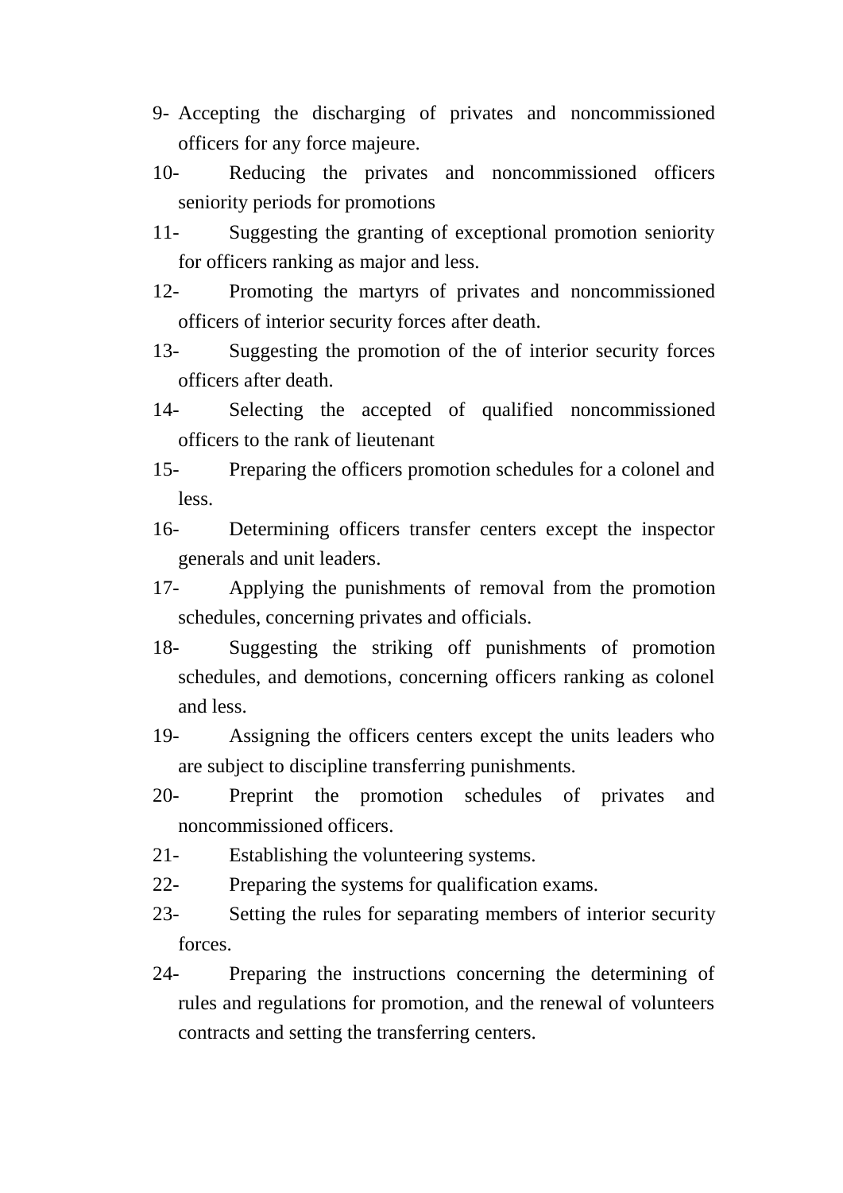9- Accepting the discharging of privates and noncommissioned officers for any force majeure.

10- Reducing the privates and noncommissioned officers seniority periods for promotions

11- Suggesting the granting of exceptional promotion seniority for officers ranking as major and less.

12- Promoting the martyrs of privates and noncommissioned officers of interior security forces after death.

13- Suggesting the promotion of the of interior security forces officers after death.

14- Selecting the accepted of qualified noncommissioned officers to the rank of lieutenant

15- Preparing the officers promotion schedules for a colonel and less.

16- Determining officers transfer centers except the inspector generals and unit leaders.

17- Applying the punishments of removal from the promotion schedules, concerning privates and officials.

18- Suggesting the striking off punishments of promotion schedules, and demotions, concerning officers ranking as colonel and less.

19- Assigning the officers centers except the units leaders who are subject to discipline transferring punishments.

20- Preprint the promotion schedules of privates and noncommissioned officers.

21- Establishing the volunteering systems.

22- Preparing the systems for qualification exams.

23- Setting the rules for separating members of interior security forces.

24- Preparing the instructions concerning the determining of rules and regulations for promotion, and the renewal of volunteers contracts and setting the transferring centers.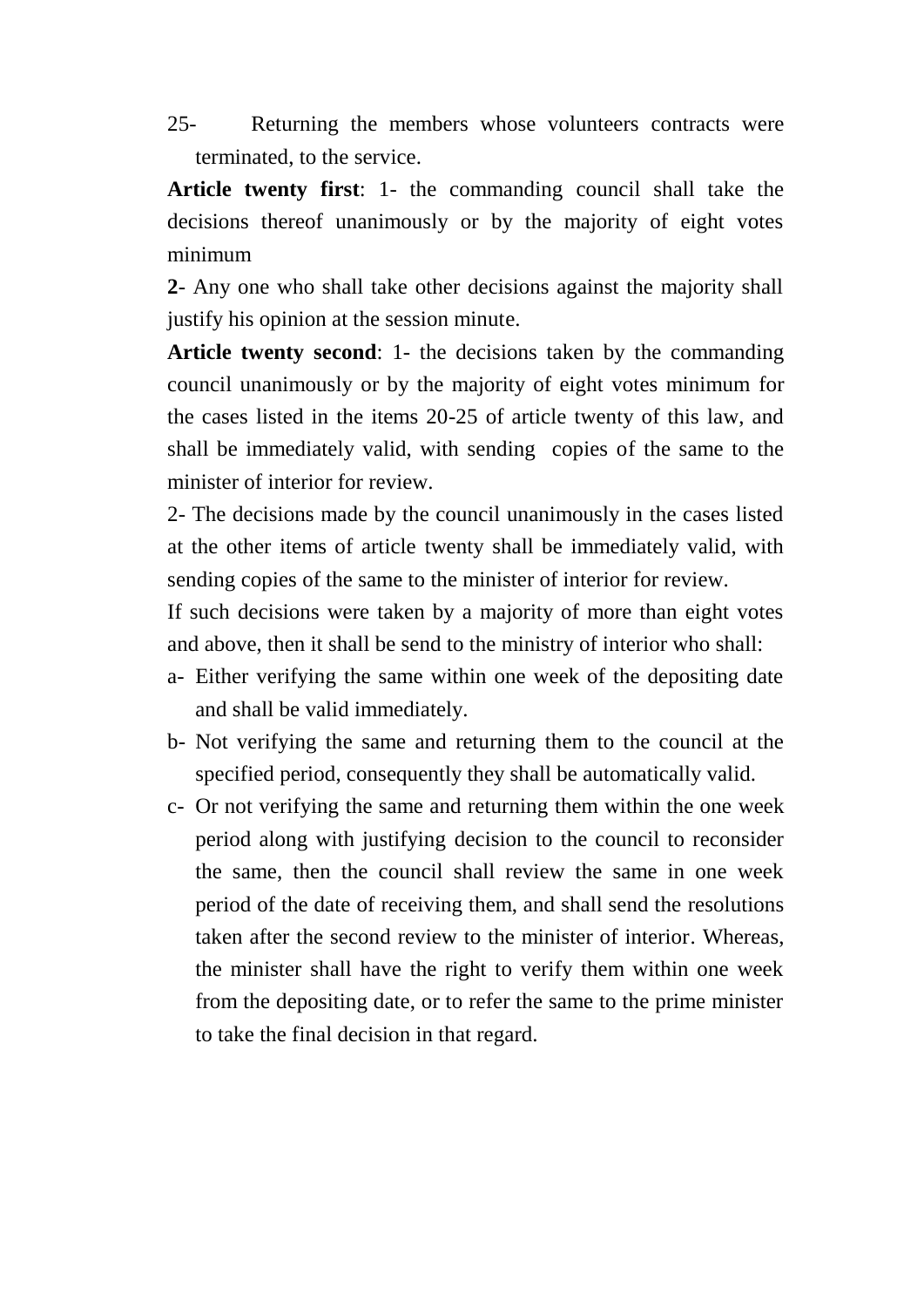25- Returning the members whose volunteers contracts were terminated, to the service.

**Article twenty first**: 1- the commanding council shall take the decisions thereof unanimously or by the majority of eight votes minimum

**2**- Any one who shall take other decisions against the majority shall justify his opinion at the session minute.

**Article twenty second**: 1- the decisions taken by the commanding council unanimously or by the majority of eight votes minimum for the cases listed in the items 20-25 of article twenty of this law, and shall be immediately valid, with sending copies of the same to the minister of interior for review.

2- The decisions made by the council unanimously in the cases listed at the other items of article twenty shall be immediately valid, with sending copies of the same to the minister of interior for review.

If such decisions were taken by a majority of more than eight votes and above, then it shall be send to the ministry of interior who shall:

a- Either verifying the same within one week of the depositing date and shall be valid immediately.

b- Not verifying the same and returning them to the council at the specified period, consequently they shall be automatically valid.

c- Or not verifying the same and returning them within the one week period along with justifying decision to the council to reconsider the same, then the council shall review the same in one week period of the date of receiving them, and shall send the resolutions taken after the second review to the minister of interior. Whereas, the minister shall have the right to verify them within one week from the depositing date, or to refer the same to the prime minister to take the final decision in that regard.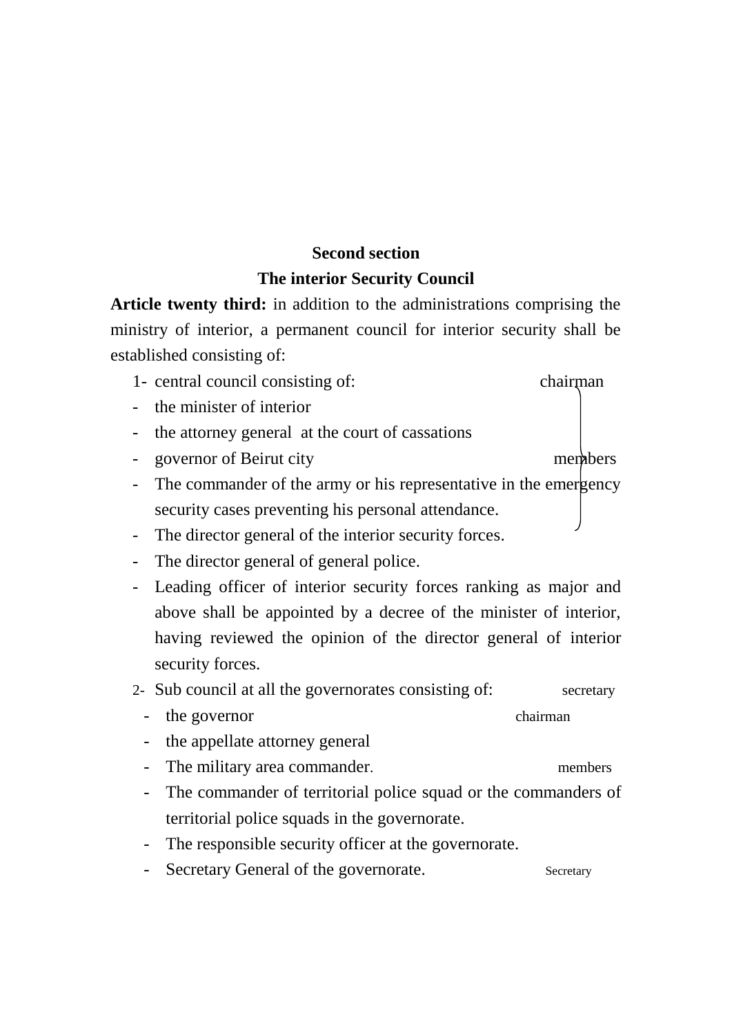**Second section**

**The interior Security Council**

**Article twenty third:** in addition to the administrations comprising the ministry of interior, a permanent council for interior security shall be established consisting of:

1- central council consisting of: chairman
- the minister of interior
- the attorney general at the court of cassations
- governor of Beirut city members
- The commander of the army or his representative in the emergency security cases preventing his personal attendance.
- The director general of the interior security forces.
- The director general of general police.
- Leading officer of interior security forces ranking as major and above shall be appointed by a decree of the minister of interior, having reviewed the opinion of the director general of interior security forces.

2- Sub council at all the governorates consisting of: secretary
- the governor chairman
- the appellate attorney general
- The military area commander. members
- The commander of territorial police squad or the commanders of territorial police squads in the governorate.
- The responsible security officer at the governorate.
- Secretary General of the governorate. Secretary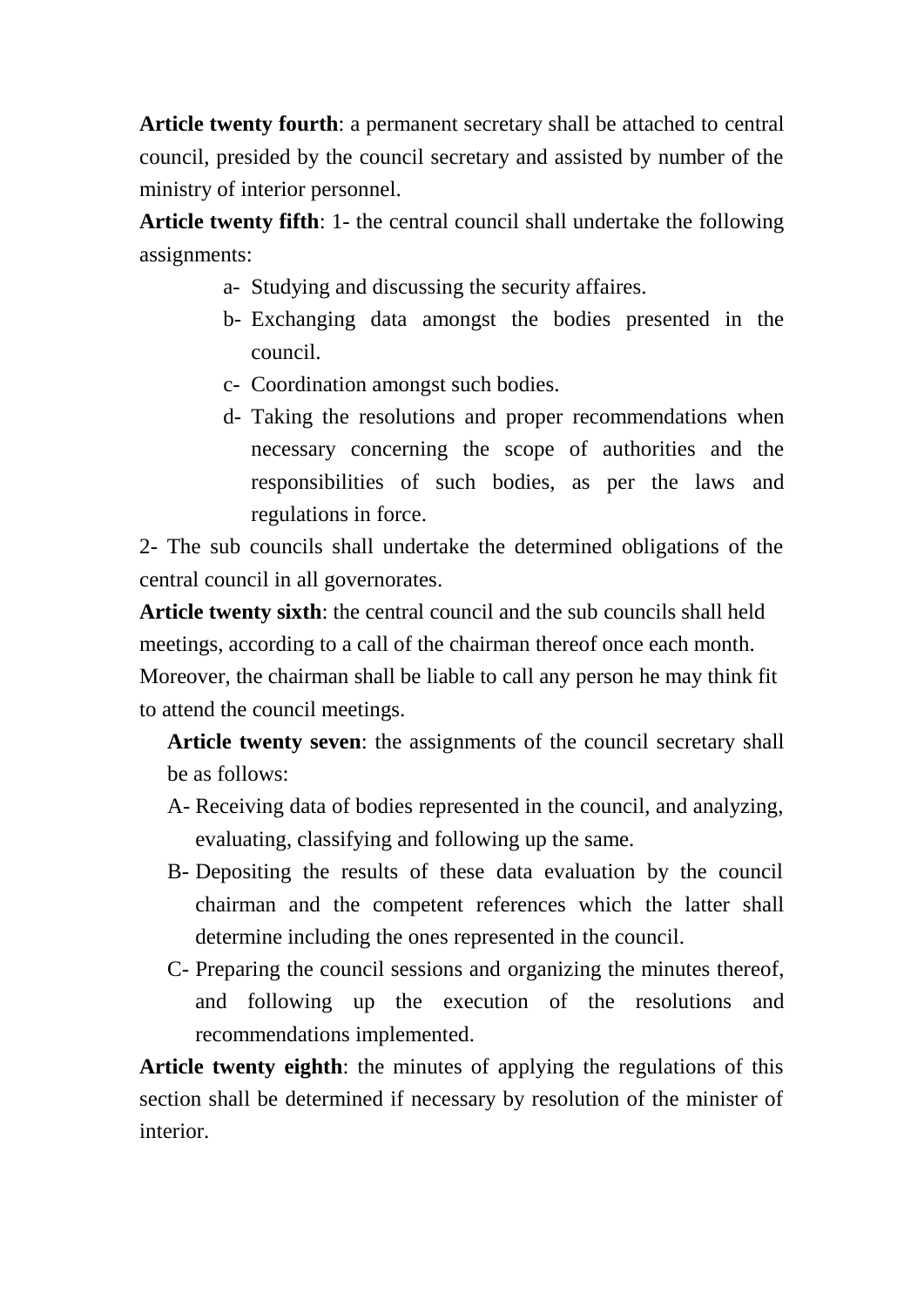**Article twenty fourth**: a permanent secretary shall be attached to central council, presided by the council secretary and assisted by number of the ministry of interior personnel.

**Article twenty fifth**: 1- the central council shall undertake the following assignments:

- a- Studying and discussing the security affaires.
- b- Exchanging data amongst the bodies presented in the council.
- c- Coordination amongst such bodies.
- d- Taking the resolutions and proper recommendations when necessary concerning the scope of authorities and the responsibilities of such bodies, as per the laws and regulations in force.

2- The sub councils shall undertake the determined obligations of the central council in all governorates.

**Article twenty sixth**: the central council and the sub councils shall held meetings, according to a call of the chairman thereof once each month. Moreover, the chairman shall be liable to call any person he may think fit to attend the council meetings.

**Article twenty seven**: the assignments of the council secretary shall be as follows:

- A- Receiving data of bodies represented in the council, and analyzing, evaluating, classifying and following up the same.
- B- Depositing the results of these data evaluation by the council chairman and the competent references which the latter shall determine including the ones represented in the council.
- C- Preparing the council sessions and organizing the minutes thereof, and following up the execution of the resolutions and recommendations implemented.

**Article twenty eighth**: the minutes of applying the regulations of this section shall be determined if necessary by resolution of the minister of interior.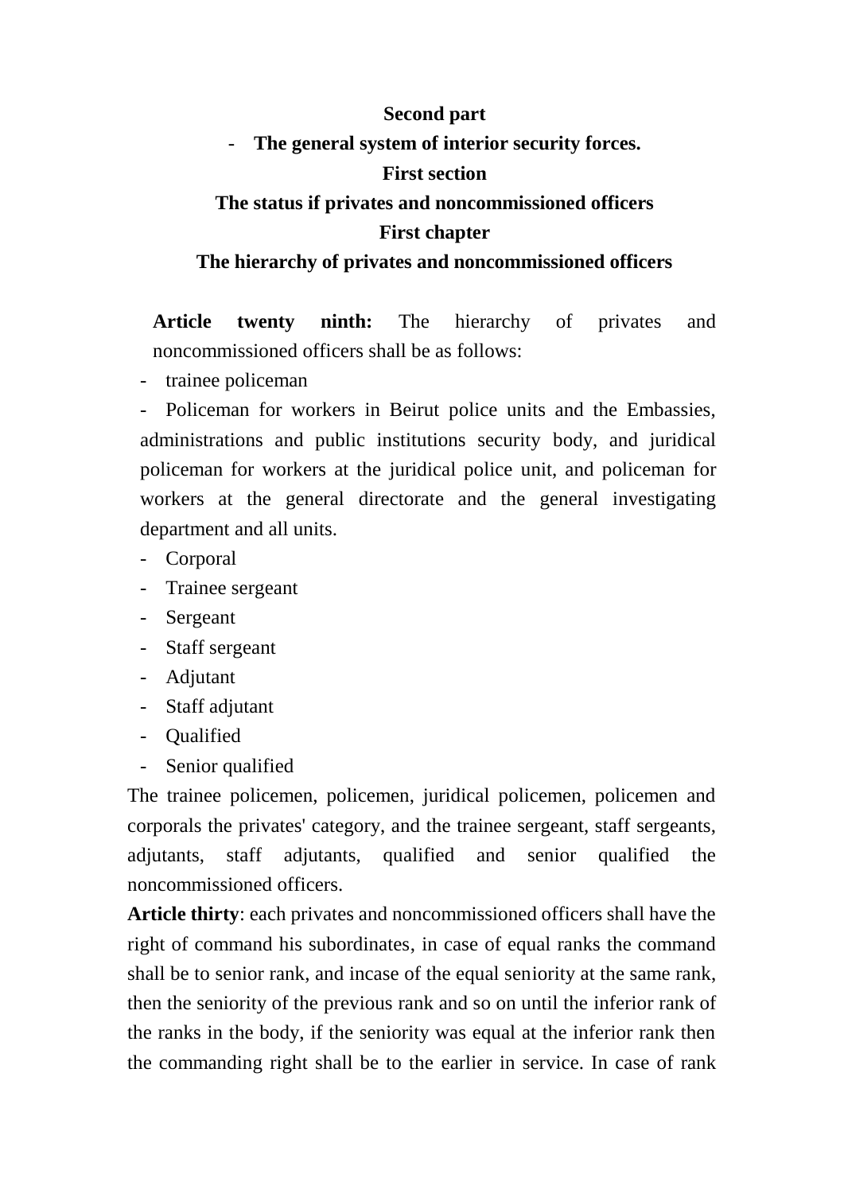## Second part

## - The general system of interior security forces.

### First section

### The status if privates and noncommissioned officers

#### First chapter

#### The hierarchy of privates and noncommissioned officers

**Article twenty ninth:** The hierarchy of privates and noncommissioned officers shall be as follows:

- trainee policeman
- Policeman for workers in Beirut police units and the Embassies, administrations and public institutions security body, and juridical policeman for workers at the juridical police unit, and policeman for workers at the general directorate and the general investigating department and all units.
- Corporal
- Trainee sergeant
- Sergeant
- Staff sergeant
- Adjutant
- Staff adjutant
- Qualified
- Senior qualified

The trainee policemen, policemen, juridical policemen, policemen and corporals the privates' category, and the trainee sergeant, staff sergeants, adjutants, staff adjutants, qualified and senior qualified the noncommissioned officers.

**Article thirty**: each privates and noncommissioned officers shall have the right of command his subordinates, in case of equal ranks the command shall be to senior rank, and incase of the equal seniority at the same rank, then the seniority of the previous rank and so on until the inferior rank of the ranks in the body, if the seniority was equal at the inferior rank then the commanding right shall be to the earlier in service. In case of rank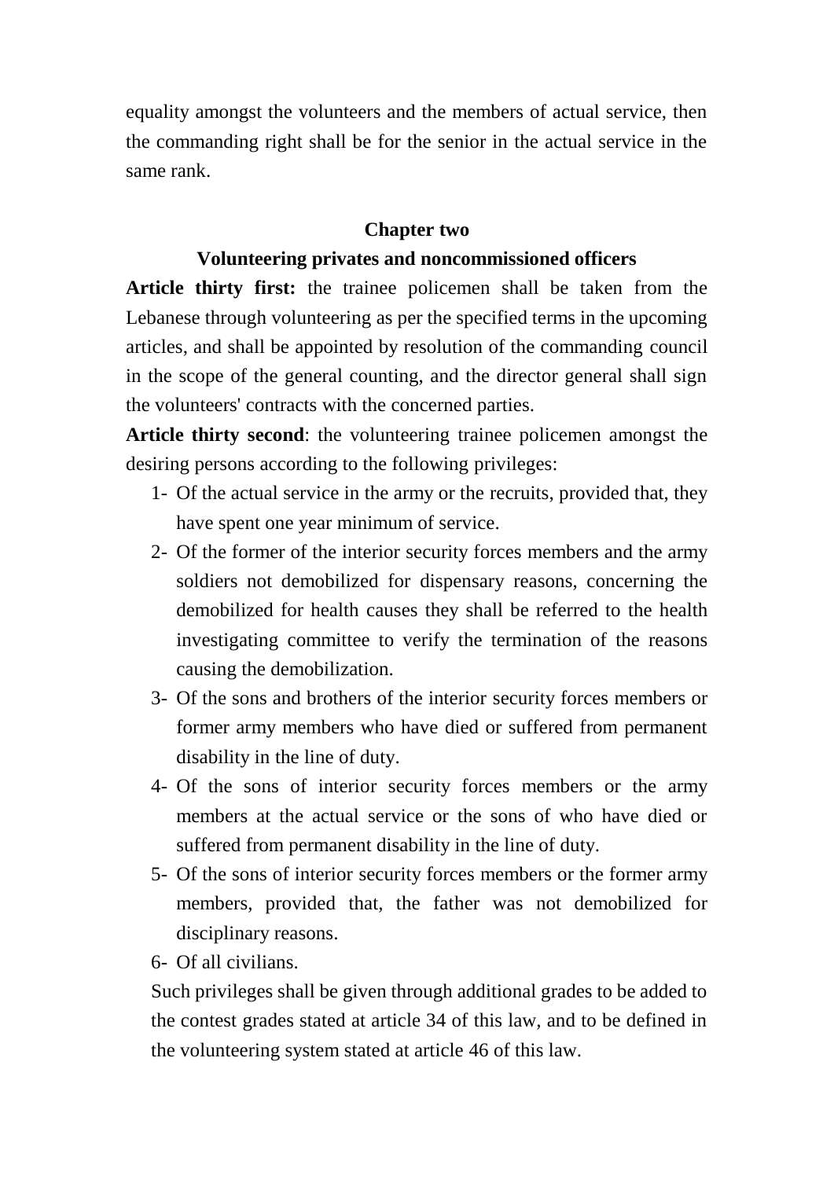equality amongst the volunteers and the members of actual service, then the commanding right shall be for the senior in the actual service in the same rank.

## Chapter two

### Volunteering privates and noncommissioned officers

**Article thirty first:** the trainee policemen shall be taken from the Lebanese through volunteering as per the specified terms in the upcoming articles, and shall be appointed by resolution of the commanding council in the scope of the general counting, and the director general shall sign the volunteers' contracts with the concerned parties.

**Article thirty second**: the volunteering trainee policemen amongst the desiring persons according to the following privileges:

1- Of the actual service in the army or the recruits, provided that, they have spent one year minimum of service.
2- Of the former of the interior security forces members and the army soldiers not demobilized for dispensary reasons, concerning the demobilized for health causes they shall be referred to the health investigating committee to verify the termination of the reasons causing the demobilization.
3- Of the sons and brothers of the interior security forces members or former army members who have died or suffered from permanent disability in the line of duty.
4- Of the sons of interior security forces members or the army members at the actual service or the sons of who have died or suffered from permanent disability in the line of duty.
5- Of the sons of interior security forces members or the former army members, provided that, the father was not demobilized for disciplinary reasons.
6- Of all civilians.

Such privileges shall be given through additional grades to be added to the contest grades stated at article 34 of this law, and to be defined in the volunteering system stated at article 46 of this law.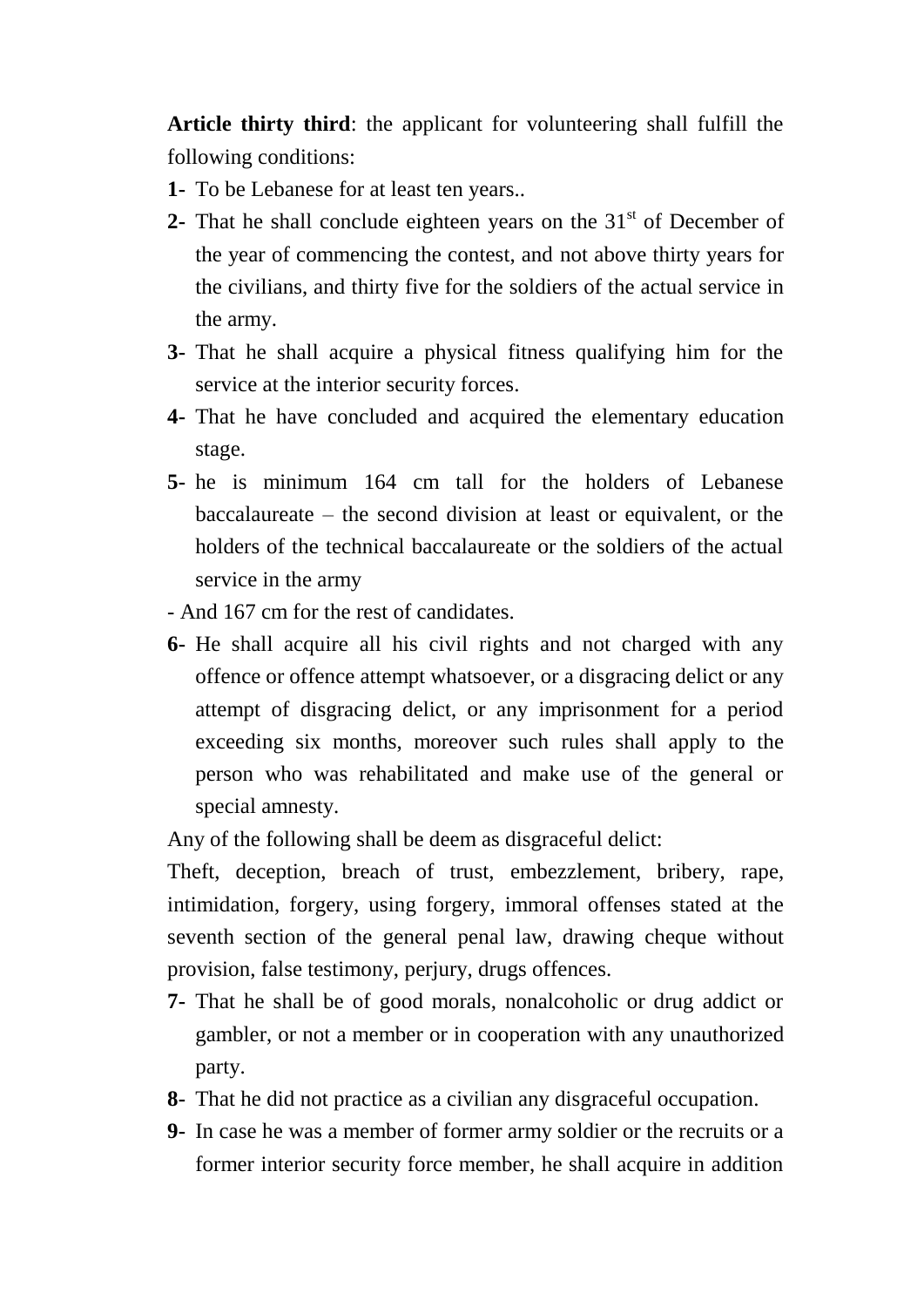**Article thirty third**: the applicant for volunteering shall fulfill the following conditions:

**1-** To be Lebanese for at least ten years..

**2-** That he shall conclude eighteen years on the 31st of December of the year of commencing the contest, and not above thirty years for the civilians, and thirty five for the soldiers of the actual service in the army.

**3-** That he shall acquire a physical fitness qualifying him for the service at the interior security forces.

**4-** That he have concluded and acquired the elementary education stage.

**5-** he is minimum 164 cm tall for the holders of Lebanese baccalaureate – the second division at least or equivalent, or the holders of the technical baccalaureate or the soldiers of the actual service in the army

- And 167 cm for the rest of candidates.

**6-** He shall acquire all his civil rights and not charged with any offence or offence attempt whatsoever, or a disgracing delict or any attempt of disgracing delict, or any imprisonment for a period exceeding six months, moreover such rules shall apply to the person who was rehabilitated and make use of the general or special amnesty.

Any of the following shall be deem as disgraceful delict:

Theft, deception, breach of trust, embezzlement, bribery, rape, intimidation, forgery, using forgery, immoral offenses stated at the seventh section of the general penal law, drawing cheque without provision, false testimony, perjury, drugs offences.

**7-** That he shall be of good morals, nonalcoholic or drug addict or gambler, or not a member or in cooperation with any unauthorized party.

**8-** That he did not practice as a civilian any disgraceful occupation.

**9-** In case he was a member of former army soldier or the recruits or a former interior security force member, he shall acquire in addition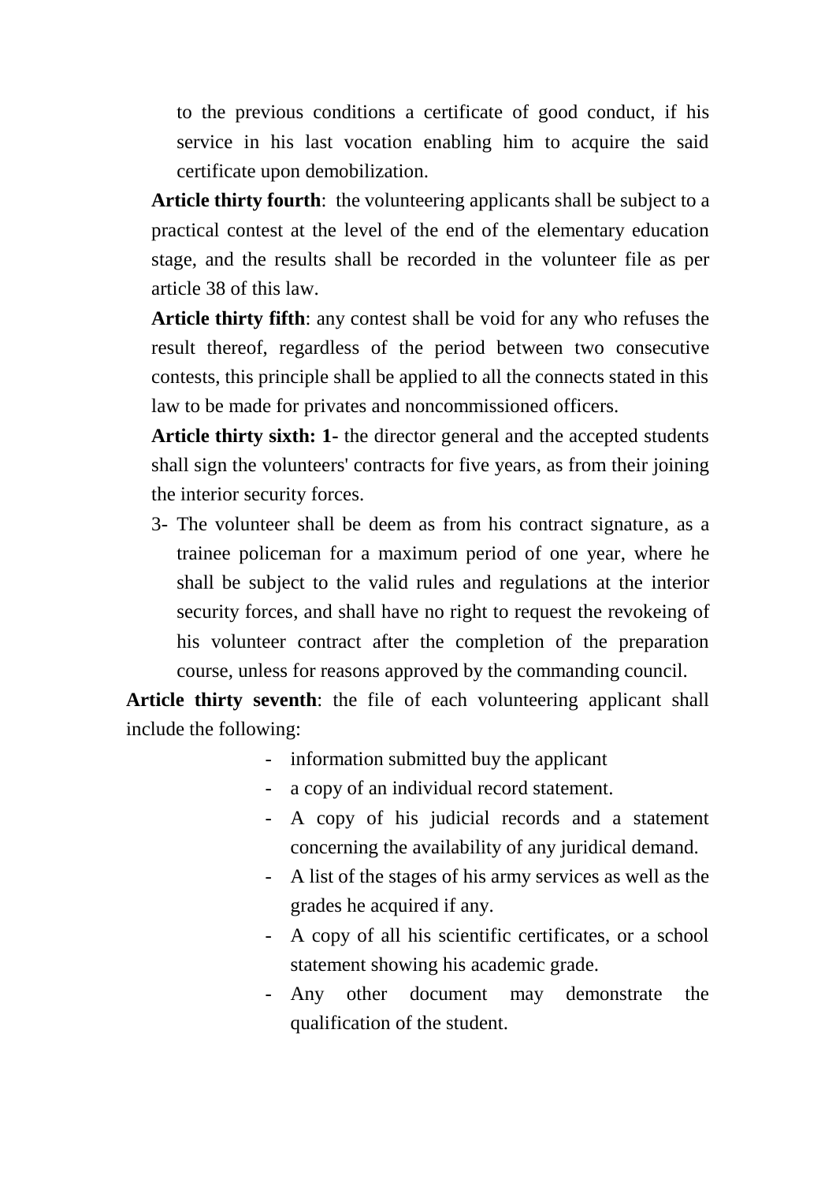to the previous conditions a certificate of good conduct, if his service in his last vocation enabling him to acquire the said certificate upon demobilization.

**Article thirty fourth**: the volunteering applicants shall be subject to a practical contest at the level of the end of the elementary education stage, and the results shall be recorded in the volunteer file as per article 38 of this law.

**Article thirty fifth**: any contest shall be void for any who refuses the result thereof, regardless of the period between two consecutive contests, this principle shall be applied to all the connects stated in this law to be made for privates and noncommissioned officers.

**Article thirty sixth: 1-** the director general and the accepted students shall sign the volunteers' contracts for five years, as from their joining the interior security forces.

3- The volunteer shall be deem as from his contract signature, as a trainee policeman for a maximum period of one year, where he shall be subject to the valid rules and regulations at the interior security forces, and shall have no right to request the revokeing of his volunteer contract after the completion of the preparation course, unless for reasons approved by the commanding council.

**Article thirty seventh**: the file of each volunteering applicant shall include the following:

- information submitted buy the applicant
- a copy of an individual record statement.
- A copy of his judicial records and a statement concerning the availability of any juridical demand.
- A list of the stages of his army services as well as the grades he acquired if any.
- A copy of all his scientific certificates, or a school statement showing his academic grade.
- Any other document may demonstrate the qualification of the student.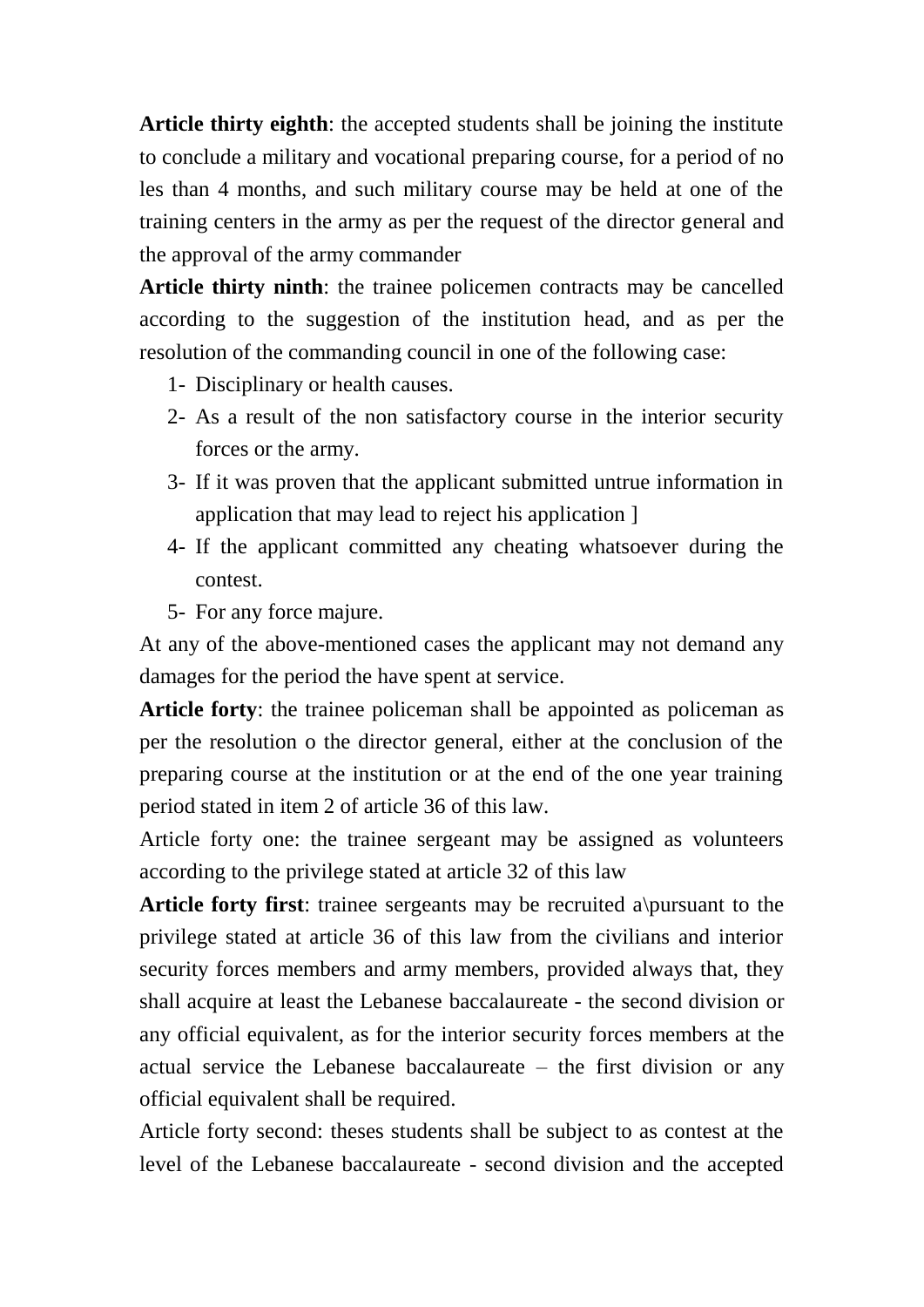**Article thirty eighth**: the accepted students shall be joining the institute to conclude a military and vocational preparing course, for a period of no les than 4 months, and such military course may be held at one of the training centers in the army as per the request of the director general and the approval of the army commander

**Article thirty ninth**: the trainee policemen contracts may be cancelled according to the suggestion of the institution head, and as per the resolution of the commanding council in one of the following case:

1- Disciplinary or health causes.
2- As a result of the non satisfactory course in the interior security forces or the army.
3- If it was proven that the applicant submitted untrue information in application that may lead to reject his application ]
4- If the applicant committed any cheating whatsoever during the contest.
5- For any force majure.

At any of the above-mentioned cases the applicant may not demand any damages for the period the have spent at service.

**Article forty**: the trainee policeman shall be appointed as policeman as per the resolution o the director general, either at the conclusion of the preparing course at the institution or at the end of the one year training period stated in item 2 of article 36 of this law.

Article forty one: the trainee sergeant may be assigned as volunteers according to the privilege stated at article 32 of this law

**Article forty first**: trainee sergeants may be recruited a\pursuant to the privilege stated at article 36 of this law from the civilians and interior security forces members and army members, provided always that, they shall acquire at least the Lebanese baccalaureate - the second division or any official equivalent, as for the interior security forces members at the actual service the Lebanese baccalaureate – the first division or any official equivalent shall be required.

Article forty second: theses students shall be subject to as contest at the level of the Lebanese baccalaureate - second division and the accepted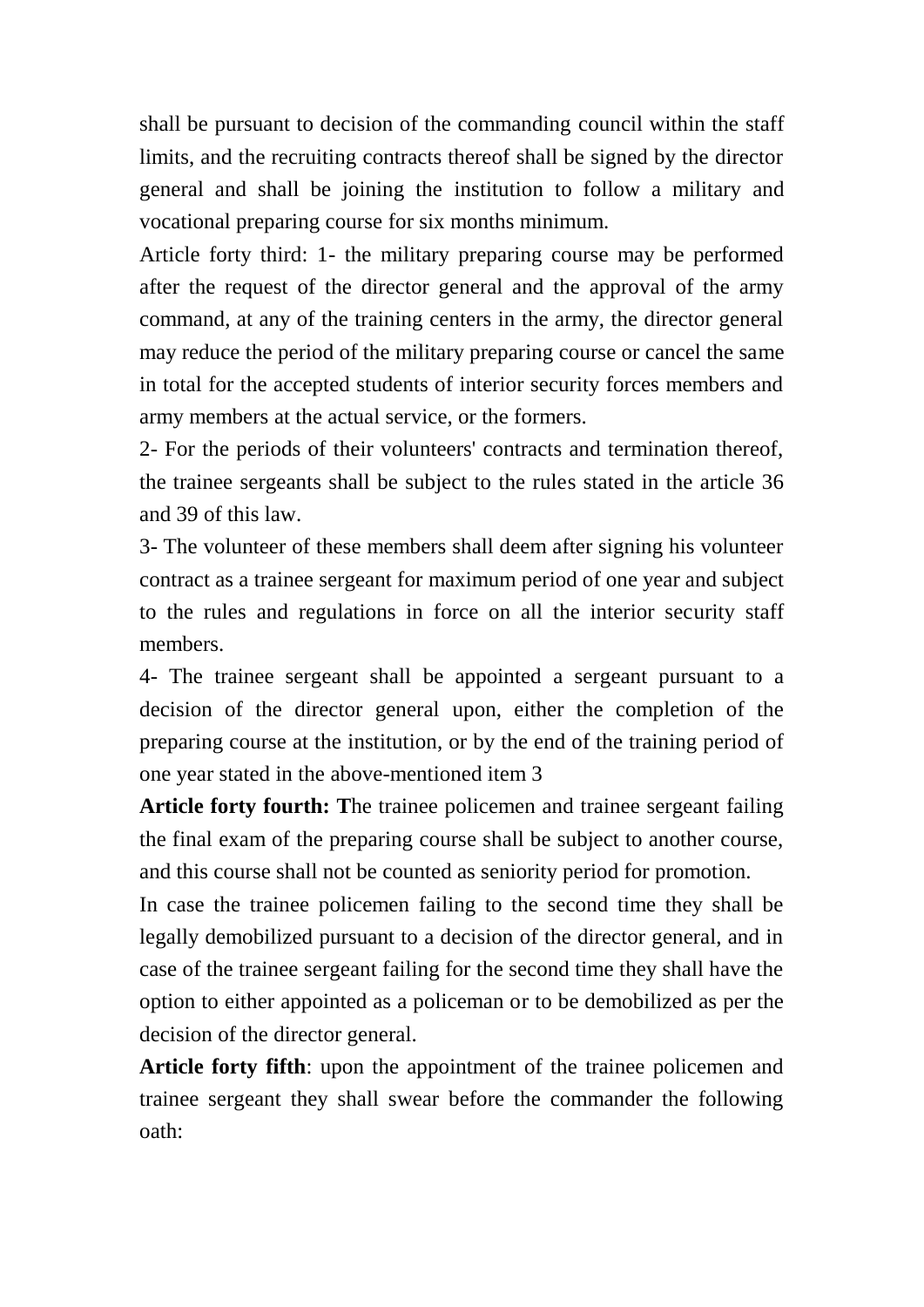shall be pursuant to decision of the commanding council within the staff limits, and the recruiting contracts thereof shall be signed by the director general and shall be joining the institution to follow a military and vocational preparing course for six months minimum.

Article forty third: 1- the military preparing course may be performed after the request of the director general and the approval of the army command, at any of the training centers in the army, the director general may reduce the period of the military preparing course or cancel the same in total for the accepted students of interior security forces members and army members at the actual service, or the formers.

2- For the periods of their volunteers' contracts and termination thereof, the trainee sergeants shall be subject to the rules stated in the article 36 and 39 of this law.

3- The volunteer of these members shall deem after signing his volunteer contract as a trainee sergeant for maximum period of one year and subject to the rules and regulations in force on all the interior security staff members.

4- The trainee sergeant shall be appointed a sergeant pursuant to a decision of the director general upon, either the completion of the preparing course at the institution, or by the end of the training period of one year stated in the above-mentioned item 3

**Article forty fourth: T**he trainee policemen and trainee sergeant failing the final exam of the preparing course shall be subject to another course, and this course shall not be counted as seniority period for promotion.

In case the trainee policemen failing to the second time they shall be legally demobilized pursuant to a decision of the director general, and in case of the trainee sergeant failing for the second time they shall have the option to either appointed as a policeman or to be demobilized as per the decision of the director general.

**Article forty fifth**: upon the appointment of the trainee policemen and trainee sergeant they shall swear before the commander the following oath: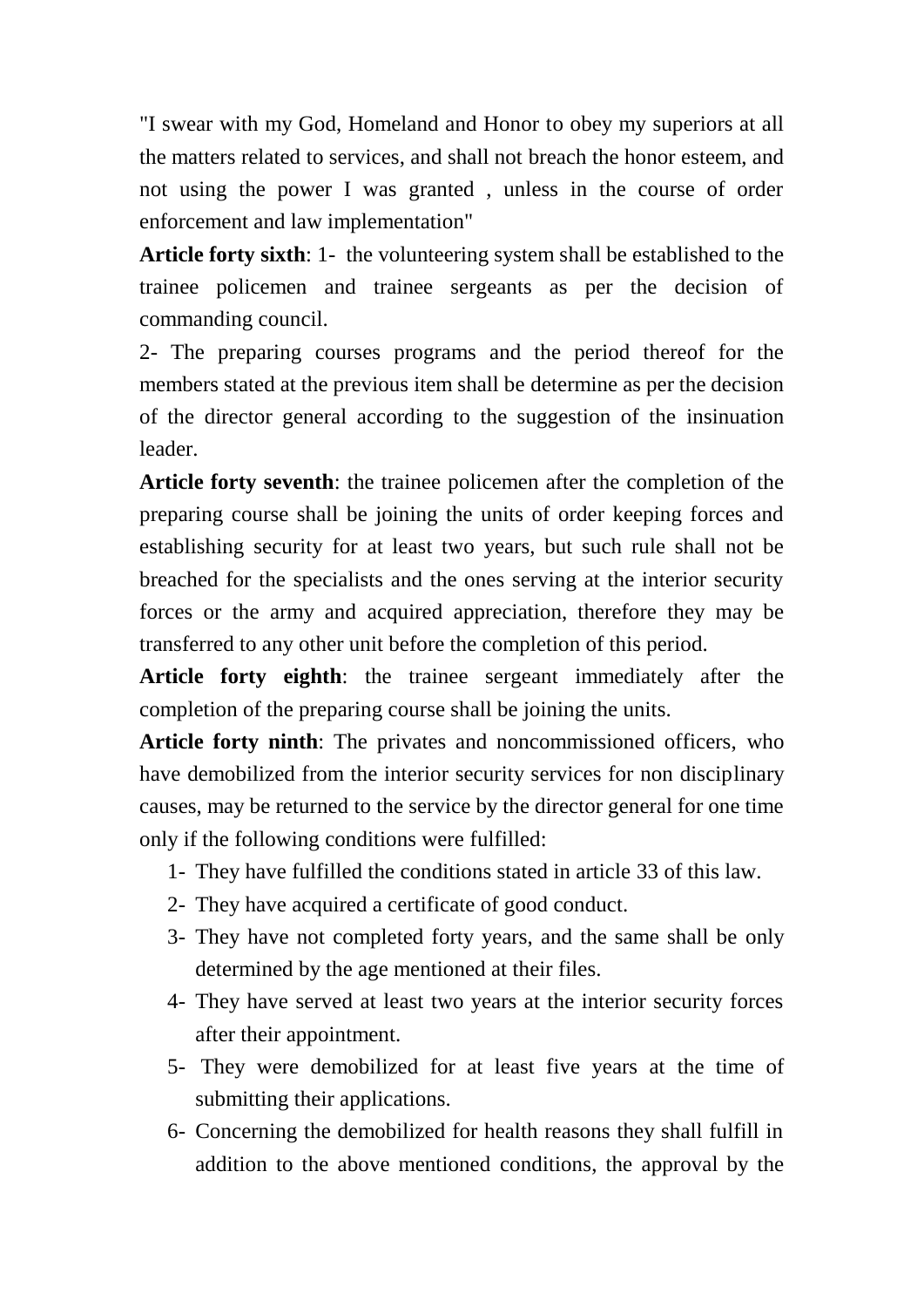"I swear with my God, Homeland and Honor to obey my superiors at all the matters related to services, and shall not breach the honor esteem, and not using the power I was granted , unless in the course of order enforcement and law implementation"

**Article forty sixth**: 1- the volunteering system shall be established to the trainee policemen and trainee sergeants as per the decision of commanding council.

2- The preparing courses programs and the period thereof for the members stated at the previous item shall be determine as per the decision of the director general according to the suggestion of the insinuation leader.

**Article forty seventh**: the trainee policemen after the completion of the preparing course shall be joining the units of order keeping forces and establishing security for at least two years, but such rule shall not be breached for the specialists and the ones serving at the interior security forces or the army and acquired appreciation, therefore they may be transferred to any other unit before the completion of this period.

**Article forty eighth**: the trainee sergeant immediately after the completion of the preparing course shall be joining the units.

**Article forty ninth**: The privates and noncommissioned officers, who have demobilized from the interior security services for non disciplinary causes, may be returned to the service by the director general for one time only if the following conditions were fulfilled:

1- They have fulfilled the conditions stated in article 33 of this law.
2- They have acquired a certificate of good conduct.
3- They have not completed forty years, and the same shall be only determined by the age mentioned at their files.
4- They have served at least two years at the interior security forces after their appointment.
5- They were demobilized for at least five years at the time of submitting their applications.
6- Concerning the demobilized for health reasons they shall fulfill in addition to the above mentioned conditions, the approval by the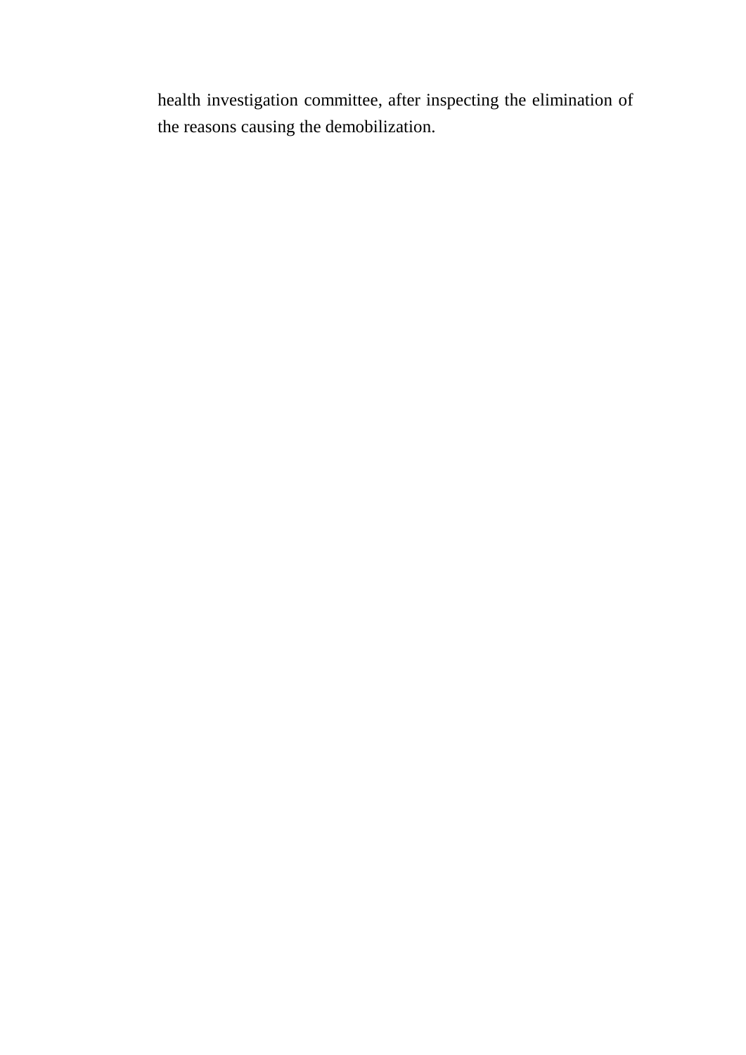health investigation committee, after inspecting the elimination of the reasons causing the demobilization.